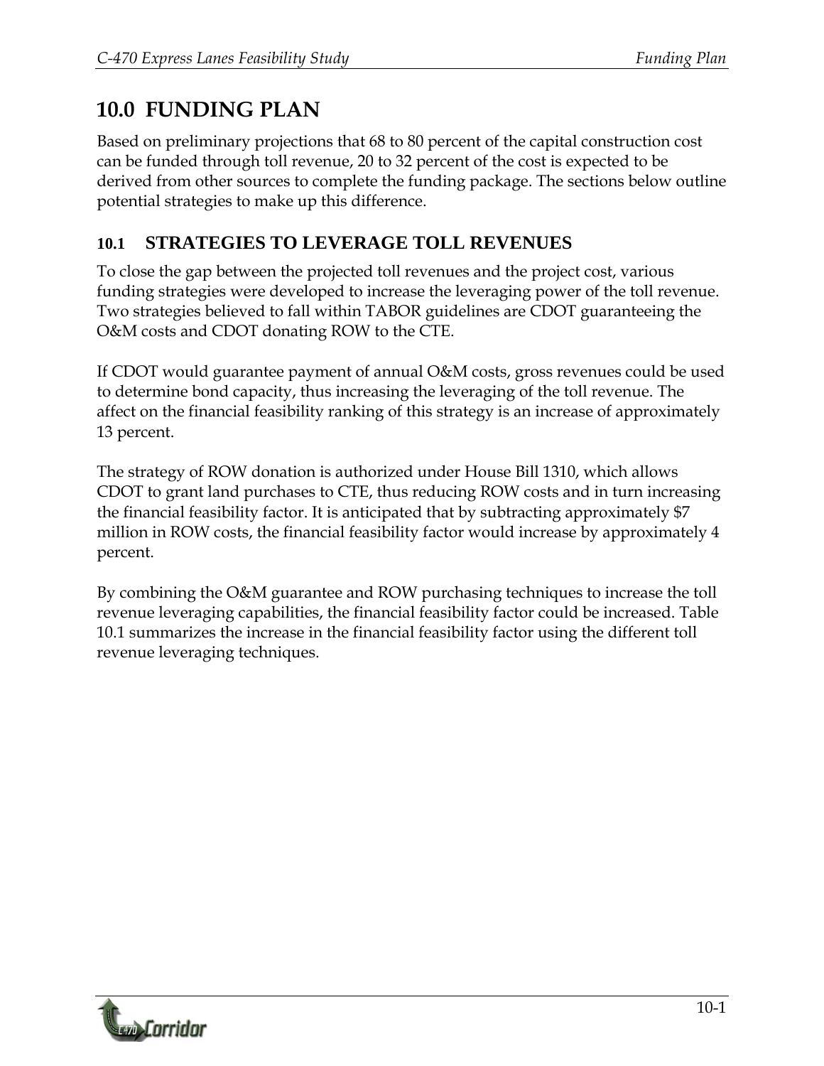# 10.0 FUNDING PLAN

Based on preliminary projections that 68 to 80 percent of the capital construction cost can be funded through toll revenue, 20 to 32 percent of the cost is expected to be derived from other sources to complete the funding package. The sections below outline potential strategies to make up this difference.

## 10.1 STRATEGIES TO LEVERAGE TOLL REVENUES

To close the gap between the projected toll revenues and the project cost, various funding strategies were developed to increase the leveraging power of the toll revenue. Two strategies believed to fall within TABOR guidelines are CDOT guaranteeing the O&M costs and CDOT donating ROW to the CTE.

If CDOT would guarantee payment of annual O&M costs, gross revenues could be used to determine bond capacity, thus increasing the leveraging of the toll revenue. The affect on the financial feasibility ranking of this strategy is an increase of approximately 13 percent.

The strategy of ROW donation is authorized under House Bill 1310, which allows CDOT to grant land purchases to CTE, thus reducing ROW costs and in turn increasing the financial feasibility factor. It is anticipated that by subtracting approximately $7 million in ROW costs, the financial feasibility factor would increase by approximately 4 percent.

By combining the O&M guarantee and ROW purchasing techniques to increase the toll revenue leveraging capabilities, the financial feasibility factor could be increased. Table 10.1 summarizes the increase in the financial feasibility factor using the different toll revenue leveraging techniques.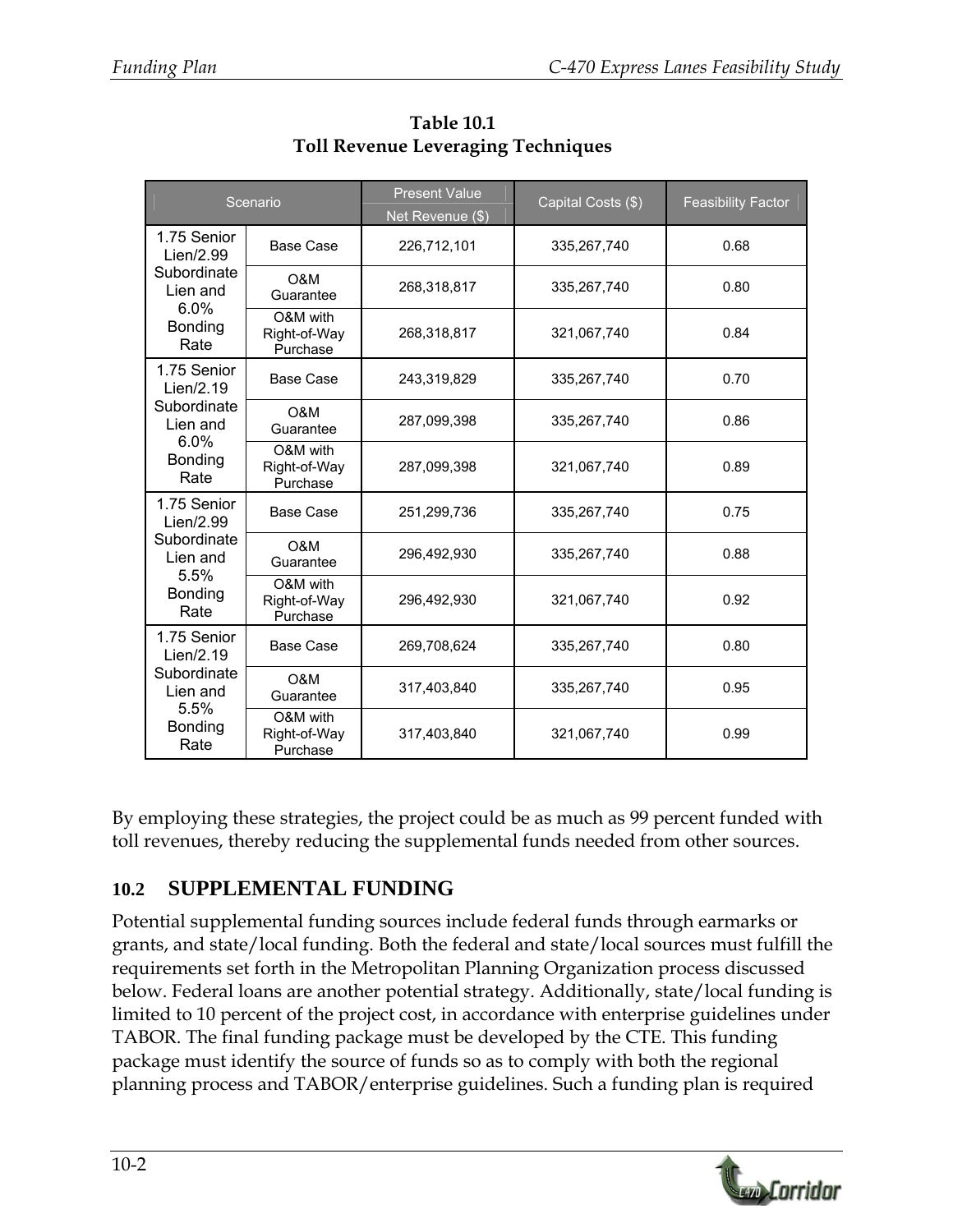**Table 10.1**
**Toll Revenue Leveraging Techniques**

| Scenario | | Present Value Net Revenue ($) | Capital Costs ($) | Feasibility Factor |
|---|---|---|---|---|
| 1.75 Senior Lien/2.99 Subordinate Lien and 6.0% Bonding Rate | Base Case | 226,712,101 | 335,267,740 | 0.68 |
| | O&M Guarantee | 268,318,817 | 335,267,740 | 0.80 |
| | O&M with Right-of-Way Purchase | 268,318,817 | 321,067,740 | 0.84 |
| 1.75 Senior Lien/2.19 Subordinate Lien and 6.0% Bonding Rate | Base Case | 243,319,829 | 335,267,740 | 0.70 |
| | O&M Guarantee | 287,099,398 | 335,267,740 | 0.86 |
| | O&M with Right-of-Way Purchase | 287,099,398 | 321,067,740 | 0.89 |
| 1.75 Senior Lien/2.99 Subordinate Lien and 5.5% Bonding Rate | Base Case | 251,299,736 | 335,267,740 | 0.75 |
| | O&M Guarantee | 296,492,930 | 335,267,740 | 0.88 |
| | O&M with Right-of-Way Purchase | 296,492,930 | 321,067,740 | 0.92 |
| 1.75 Senior Lien/2.19 Subordinate Lien and 5.5% Bonding Rate | Base Case | 269,708,624 | 335,267,740 | 0.80 |
| | O&M Guarantee | 317,403,840 | 335,267,740 | 0.95 |
| | O&M with Right-of-Way Purchase | 317,403,840 | 321,067,740 | 0.99 |

By employing these strategies, the project could be as much as 99 percent funded with toll revenues, thereby reducing the supplemental funds needed from other sources.

## 10.2 SUPPLEMENTAL FUNDING

Potential supplemental funding sources include federal funds through earmarks or grants, and state/local funding. Both the federal and state/local sources must fulfill the requirements set forth in the Metropolitan Planning Organization process discussed below. Federal loans are another potential strategy. Additionally, state/local funding is limited to 10 percent of the project cost, in accordance with enterprise guidelines under TABOR. The final funding package must be developed by the CTE. This funding package must identify the source of funds so as to comply with both the regional planning process and TABOR/enterprise guidelines. Such a funding plan is required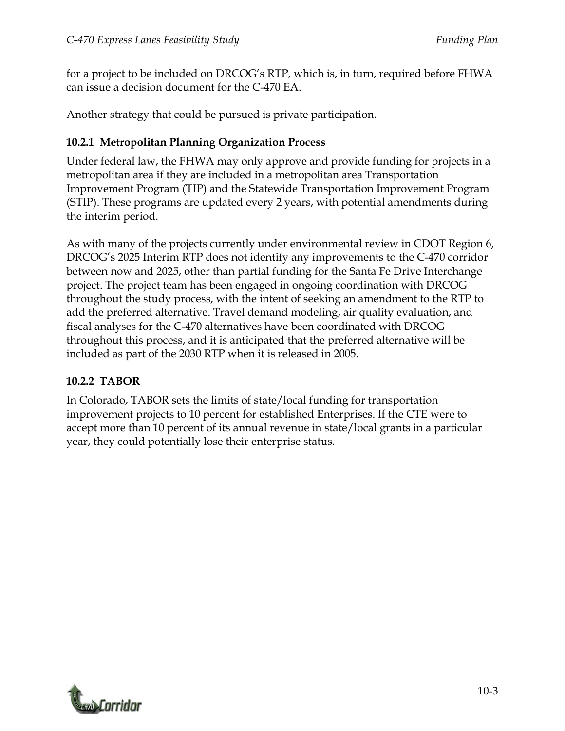for a project to be included on DRCOG's RTP, which is, in turn, required before FHWA can issue a decision document for the C-470 EA.

Another strategy that could be pursued is private participation.

### 10.2.1 Metropolitan Planning Organization Process

Under federal law, the FHWA may only approve and provide funding for projects in a metropolitan area if they are included in a metropolitan area Transportation Improvement Program (TIP) and the Statewide Transportation Improvement Program (STIP). These programs are updated every 2 years, with potential amendments during the interim period.

As with many of the projects currently under environmental review in CDOT Region 6, DRCOG's 2025 Interim RTP does not identify any improvements to the C-470 corridor between now and 2025, other than partial funding for the Santa Fe Drive Interchange project. The project team has been engaged in ongoing coordination with DRCOG throughout the study process, with the intent of seeking an amendment to the RTP to add the preferred alternative. Travel demand modeling, air quality evaluation, and fiscal analyses for the C-470 alternatives have been coordinated with DRCOG throughout this process, and it is anticipated that the preferred alternative will be included as part of the 2030 RTP when it is released in 2005.

### 10.2.2 TABOR

In Colorado, TABOR sets the limits of state/local funding for transportation improvement projects to 10 percent for established Enterprises. If the CTE were to accept more than 10 percent of its annual revenue in state/local grants in a particular year, they could potentially lose their enterprise status.